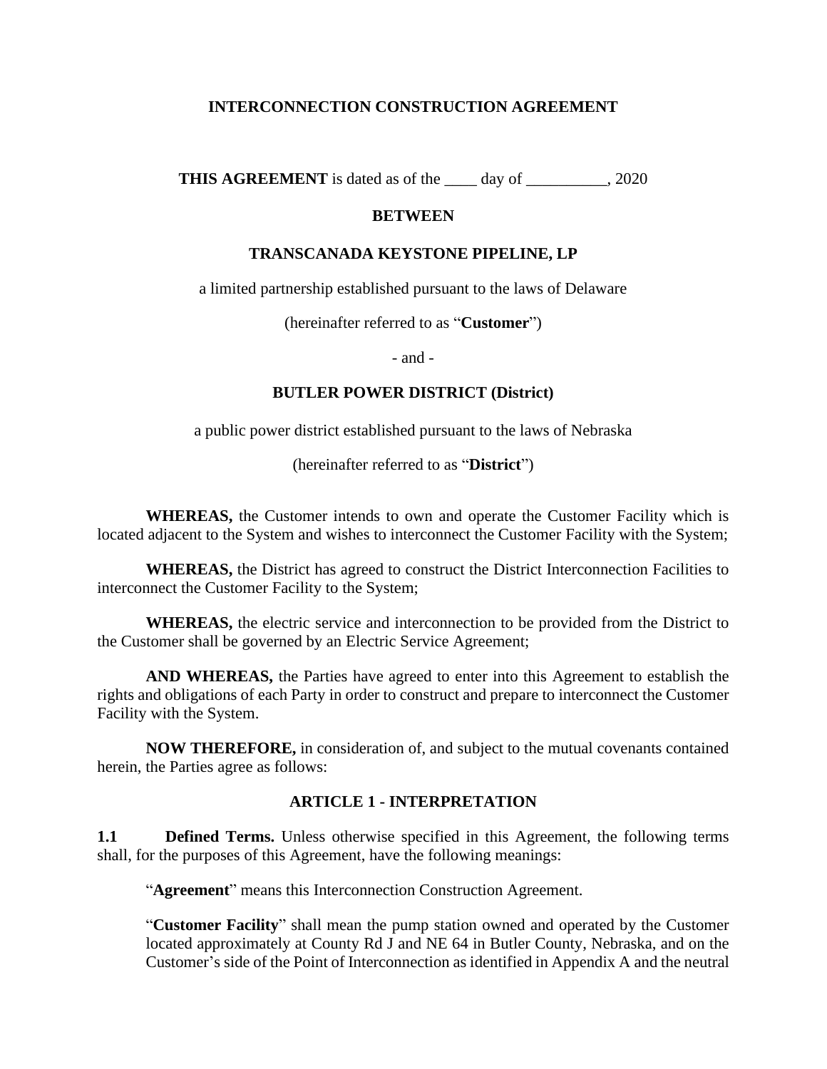# INTERCONNECTION CONSTRUCTION AGREEMENT

**THIS AGREEMENT** is dated as of the ____ day of __________, 2020

**BETWEEN**

**TRANSCANADA KEYSTONE PIPELINE, LP**

a limited partnership established pursuant to the laws of Delaware

(hereinafter referred to as "**Customer**")

- and -

**BUTLER POWER DISTRICT (District)**

a public power district established pursuant to the laws of Nebraska

(hereinafter referred to as "**District**")

**WHEREAS,** the Customer intends to own and operate the Customer Facility which is located adjacent to the System and wishes to interconnect the Customer Facility with the System;

**WHEREAS,** the District has agreed to construct the District Interconnection Facilities to interconnect the Customer Facility to the System;

**WHEREAS,** the electric service and interconnection to be provided from the District to the Customer shall be governed by an Electric Service Agreement;

**AND WHEREAS,** the Parties have agreed to enter into this Agreement to establish the rights and obligations of each Party in order to construct and prepare to interconnect the Customer Facility with the System.

**NOW THEREFORE,** in consideration of, and subject to the mutual covenants contained herein, the Parties agree as follows:

## ARTICLE 1 - INTERPRETATION

**1.1 Defined Terms.** Unless otherwise specified in this Agreement, the following terms shall, for the purposes of this Agreement, have the following meanings:

"**Agreement**" means this Interconnection Construction Agreement.

"**Customer Facility**" shall mean the pump station owned and operated by the Customer located approximately at County Rd J and NE 64 in Butler County, Nebraska, and on the Customer's side of the Point of Interconnection as identified in Appendix A and the neutral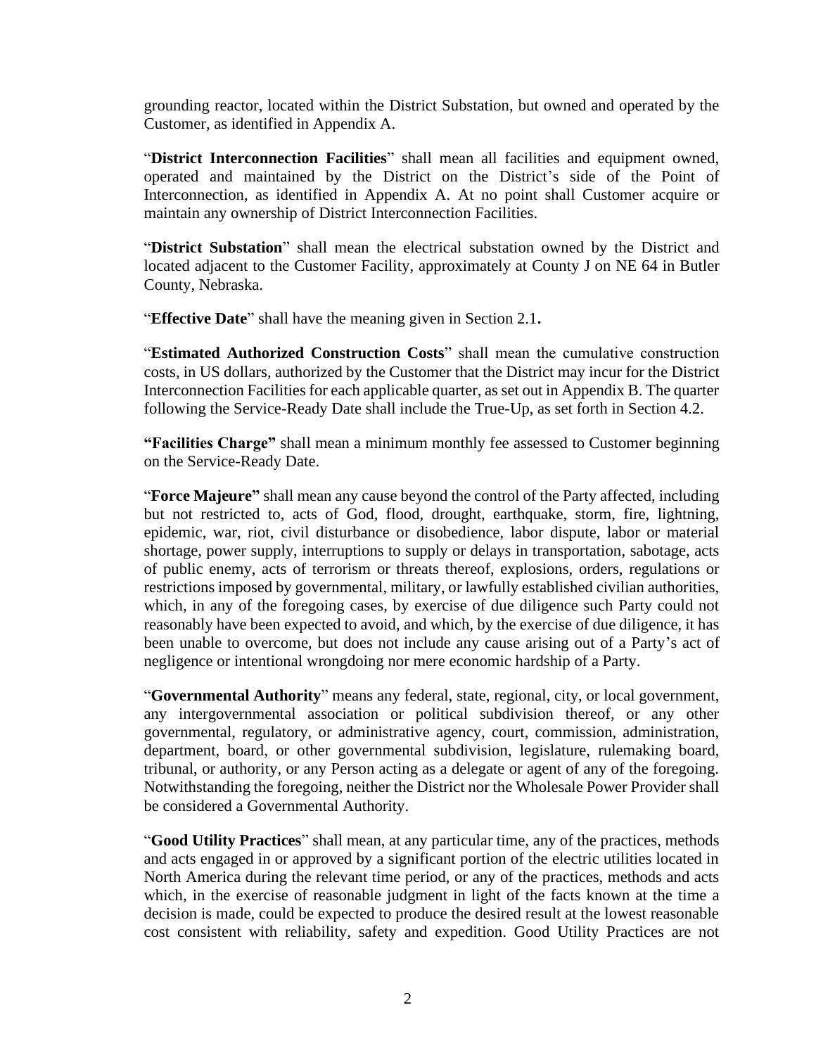grounding reactor, located within the District Substation, but owned and operated by the Customer, as identified in Appendix A.

"**District Interconnection Facilities**" shall mean all facilities and equipment owned, operated and maintained by the District on the District's side of the Point of Interconnection, as identified in Appendix A. At no point shall Customer acquire or maintain any ownership of District Interconnection Facilities.

"**District Substation**" shall mean the electrical substation owned by the District and located adjacent to the Customer Facility, approximately at County J on NE 64 in Butler County, Nebraska.

"**Effective Date**" shall have the meaning given in Section 2.1**.**

"**Estimated Authorized Construction Costs**" shall mean the cumulative construction costs, in US dollars, authorized by the Customer that the District may incur for the District Interconnection Facilities for each applicable quarter, as set out in Appendix B. The quarter following the Service-Ready Date shall include the True-Up, as set forth in Section 4.2.

**"Facilities Charge"** shall mean a minimum monthly fee assessed to Customer beginning on the Service-Ready Date.

"**Force Majeure"** shall mean any cause beyond the control of the Party affected, including but not restricted to, acts of God, flood, drought, earthquake, storm, fire, lightning, epidemic, war, riot, civil disturbance or disobedience, labor dispute, labor or material shortage, power supply, interruptions to supply or delays in transportation, sabotage, acts of public enemy, acts of terrorism or threats thereof, explosions, orders, regulations or restrictions imposed by governmental, military, or lawfully established civilian authorities, which, in any of the foregoing cases, by exercise of due diligence such Party could not reasonably have been expected to avoid, and which, by the exercise of due diligence, it has been unable to overcome, but does not include any cause arising out of a Party's act of negligence or intentional wrongdoing nor mere economic hardship of a Party.

"**Governmental Authority**" means any federal, state, regional, city, or local government, any intergovernmental association or political subdivision thereof, or any other governmental, regulatory, or administrative agency, court, commission, administration, department, board, or other governmental subdivision, legislature, rulemaking board, tribunal, or authority, or any Person acting as a delegate or agent of any of the foregoing. Notwithstanding the foregoing, neither the District nor the Wholesale Power Provider shall be considered a Governmental Authority.

"**Good Utility Practices**" shall mean, at any particular time, any of the practices, methods and acts engaged in or approved by a significant portion of the electric utilities located in North America during the relevant time period, or any of the practices, methods and acts which, in the exercise of reasonable judgment in light of the facts known at the time a decision is made, could be expected to produce the desired result at the lowest reasonable cost consistent with reliability, safety and expedition. Good Utility Practices are not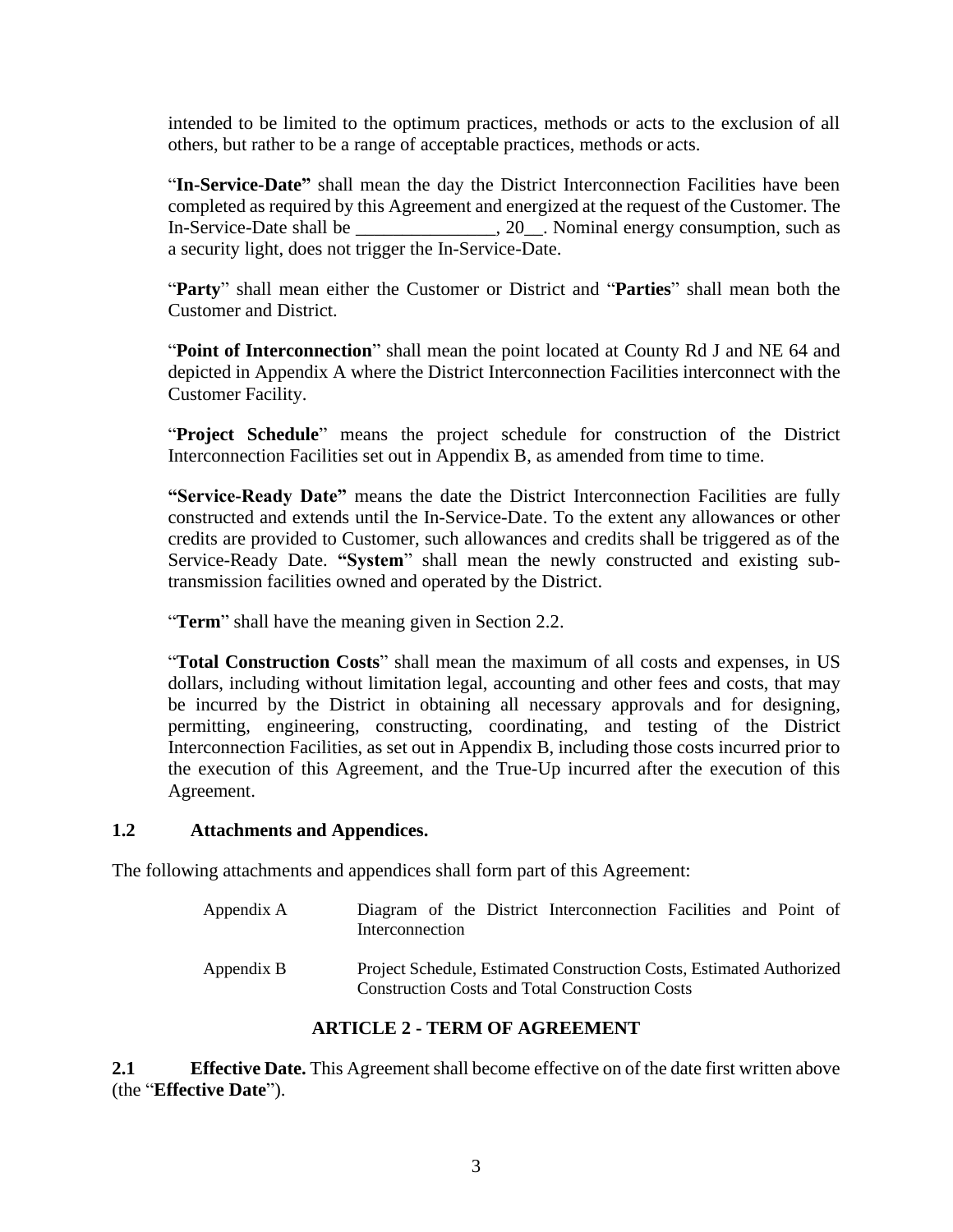intended to be limited to the optimum practices, methods or acts to the exclusion of all others, but rather to be a range of acceptable practices, methods or acts.

"**In-Service-Date"** shall mean the day the District Interconnection Facilities have been completed as required by this Agreement and energized at the request of the Customer. The In-Service-Date shall be _______________, 20__. Nominal energy consumption, such as a security light, does not trigger the In-Service-Date.

"**Party**" shall mean either the Customer or District and "**Parties**" shall mean both the Customer and District.

"**Point of Interconnection**" shall mean the point located at County Rd J and NE 64 and depicted in Appendix A where the District Interconnection Facilities interconnect with the Customer Facility.

"**Project Schedule**" means the project schedule for construction of the District Interconnection Facilities set out in Appendix B, as amended from time to time.

**"Service-Ready Date"** means the date the District Interconnection Facilities are fully constructed and extends until the In-Service-Date. To the extent any allowances or other credits are provided to Customer, such allowances and credits shall be triggered as of the Service-Ready Date. **"System"** shall mean the newly constructed and existing sub-transmission facilities owned and operated by the District.

"**Term**" shall have the meaning given in Section 2.2.

"**Total Construction Costs**" shall mean the maximum of all costs and expenses, in US dollars, including without limitation legal, accounting and other fees and costs, that may be incurred by the District in obtaining all necessary approvals and for designing, permitting, engineering, constructing, coordinating, and testing of the District Interconnection Facilities, as set out in Appendix B, including those costs incurred prior to the execution of this Agreement, and the True-Up incurred after the execution of this Agreement.

### 1.2 Attachments and Appendices.

The following attachments and appendices shall form part of this Agreement:

| | |
|---|---|
| Appendix A | Diagram of the District Interconnection Facilities and Point of Interconnection |
| Appendix B | Project Schedule, Estimated Construction Costs, Estimated Authorized Construction Costs and Total Construction Costs |

## ARTICLE 2 - TERM OF AGREEMENT

**2.1 Effective Date.** This Agreement shall become effective on of the date first written above (the "**Effective Date**").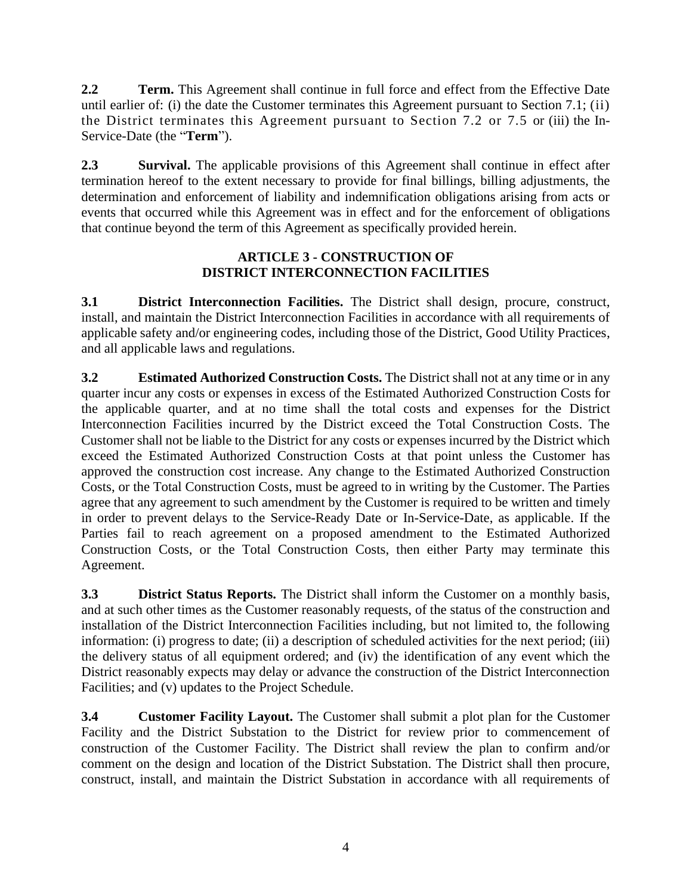**2.2 Term.** This Agreement shall continue in full force and effect from the Effective Date until earlier of: (i) the date the Customer terminates this Agreement pursuant to Section 7.1; (ii) the District terminates this Agreement pursuant to Section 7.2 or 7.5 or (iii) the In-Service-Date (the "**Term**").

**2.3 Survival.** The applicable provisions of this Agreement shall continue in effect after termination hereof to the extent necessary to provide for final billings, billing adjustments, the determination and enforcement of liability and indemnification obligations arising from acts or events that occurred while this Agreement was in effect and for the enforcement of obligations that continue beyond the term of this Agreement as specifically provided herein.

## ARTICLE 3 - CONSTRUCTION OF DISTRICT INTERCONNECTION FACILITIES

**3.1 District Interconnection Facilities.** The District shall design, procure, construct, install, and maintain the District Interconnection Facilities in accordance with all requirements of applicable safety and/or engineering codes, including those of the District, Good Utility Practices, and all applicable laws and regulations.

**3.2 Estimated Authorized Construction Costs.** The District shall not at any time or in any quarter incur any costs or expenses in excess of the Estimated Authorized Construction Costs for the applicable quarter, and at no time shall the total costs and expenses for the District Interconnection Facilities incurred by the District exceed the Total Construction Costs. The Customer shall not be liable to the District for any costs or expenses incurred by the District which exceed the Estimated Authorized Construction Costs at that point unless the Customer has approved the construction cost increase. Any change to the Estimated Authorized Construction Costs, or the Total Construction Costs, must be agreed to in writing by the Customer. The Parties agree that any agreement to such amendment by the Customer is required to be written and timely in order to prevent delays to the Service-Ready Date or In-Service-Date, as applicable. If the Parties fail to reach agreement on a proposed amendment to the Estimated Authorized Construction Costs, or the Total Construction Costs, then either Party may terminate this Agreement.

**3.3 District Status Reports.** The District shall inform the Customer on a monthly basis, and at such other times as the Customer reasonably requests, of the status of the construction and installation of the District Interconnection Facilities including, but not limited to, the following information: (i) progress to date; (ii) a description of scheduled activities for the next period; (iii) the delivery status of all equipment ordered; and (iv) the identification of any event which the District reasonably expects may delay or advance the construction of the District Interconnection Facilities; and (v) updates to the Project Schedule.

**3.4 Customer Facility Layout.** The Customer shall submit a plot plan for the Customer Facility and the District Substation to the District for review prior to commencement of construction of the Customer Facility. The District shall review the plan to confirm and/or comment on the design and location of the District Substation. The District shall then procure, construct, install, and maintain the District Substation in accordance with all requirements of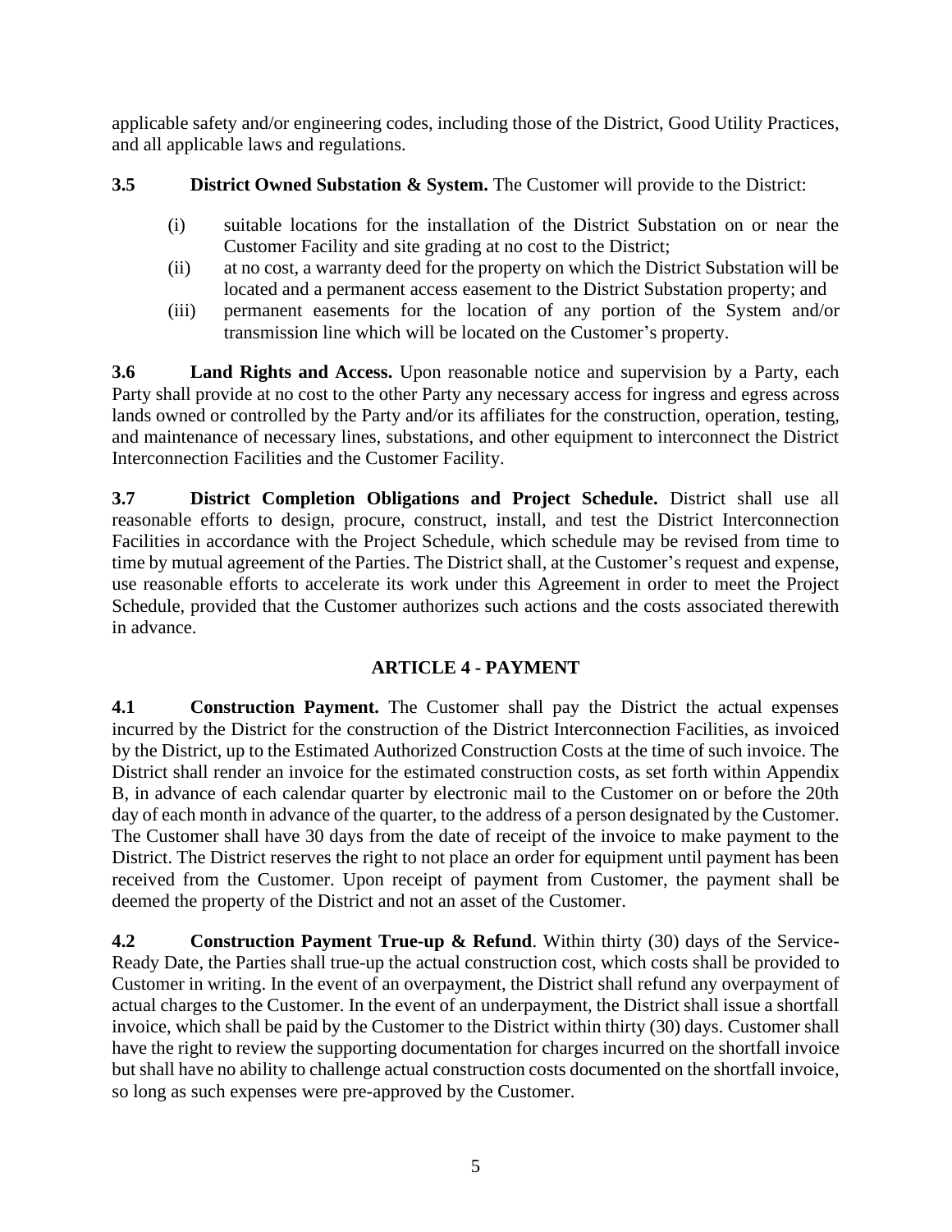applicable safety and/or engineering codes, including those of the District, Good Utility Practices, and all applicable laws and regulations.

**3.5 District Owned Substation & System.** The Customer will provide to the District:

(i) suitable locations for the installation of the District Substation on or near the Customer Facility and site grading at no cost to the District;

(ii) at no cost, a warranty deed for the property on which the District Substation will be located and a permanent access easement to the District Substation property; and

(iii) permanent easements for the location of any portion of the System and/or transmission line which will be located on the Customer's property.

**3.6 Land Rights and Access.** Upon reasonable notice and supervision by a Party, each Party shall provide at no cost to the other Party any necessary access for ingress and egress across lands owned or controlled by the Party and/or its affiliates for the construction, operation, testing, and maintenance of necessary lines, substations, and other equipment to interconnect the District Interconnection Facilities and the Customer Facility.

**3.7 District Completion Obligations and Project Schedule.** District shall use all reasonable efforts to design, procure, construct, install, and test the District Interconnection Facilities in accordance with the Project Schedule, which schedule may be revised from time to time by mutual agreement of the Parties. The District shall, at the Customer's request and expense, use reasonable efforts to accelerate its work under this Agreement in order to meet the Project Schedule, provided that the Customer authorizes such actions and the costs associated therewith in advance.

## ARTICLE 4 - PAYMENT

**4.1 Construction Payment.** The Customer shall pay the District the actual expenses incurred by the District for the construction of the District Interconnection Facilities, as invoiced by the District, up to the Estimated Authorized Construction Costs at the time of such invoice. The District shall render an invoice for the estimated construction costs, as set forth within Appendix B, in advance of each calendar quarter by electronic mail to the Customer on or before the 20th day of each month in advance of the quarter, to the address of a person designated by the Customer. The Customer shall have 30 days from the date of receipt of the invoice to make payment to the District. The District reserves the right to not place an order for equipment until payment has been received from the Customer. Upon receipt of payment from Customer, the payment shall be deemed the property of the District and not an asset of the Customer.

**4.2 Construction Payment True-up & Refund**. Within thirty (30) days of the Service-Ready Date, the Parties shall true-up the actual construction cost, which costs shall be provided to Customer in writing. In the event of an overpayment, the District shall refund any overpayment of actual charges to the Customer. In the event of an underpayment, the District shall issue a shortfall invoice, which shall be paid by the Customer to the District within thirty (30) days. Customer shall have the right to review the supporting documentation for charges incurred on the shortfall invoice but shall have no ability to challenge actual construction costs documented on the shortfall invoice, so long as such expenses were pre-approved by the Customer.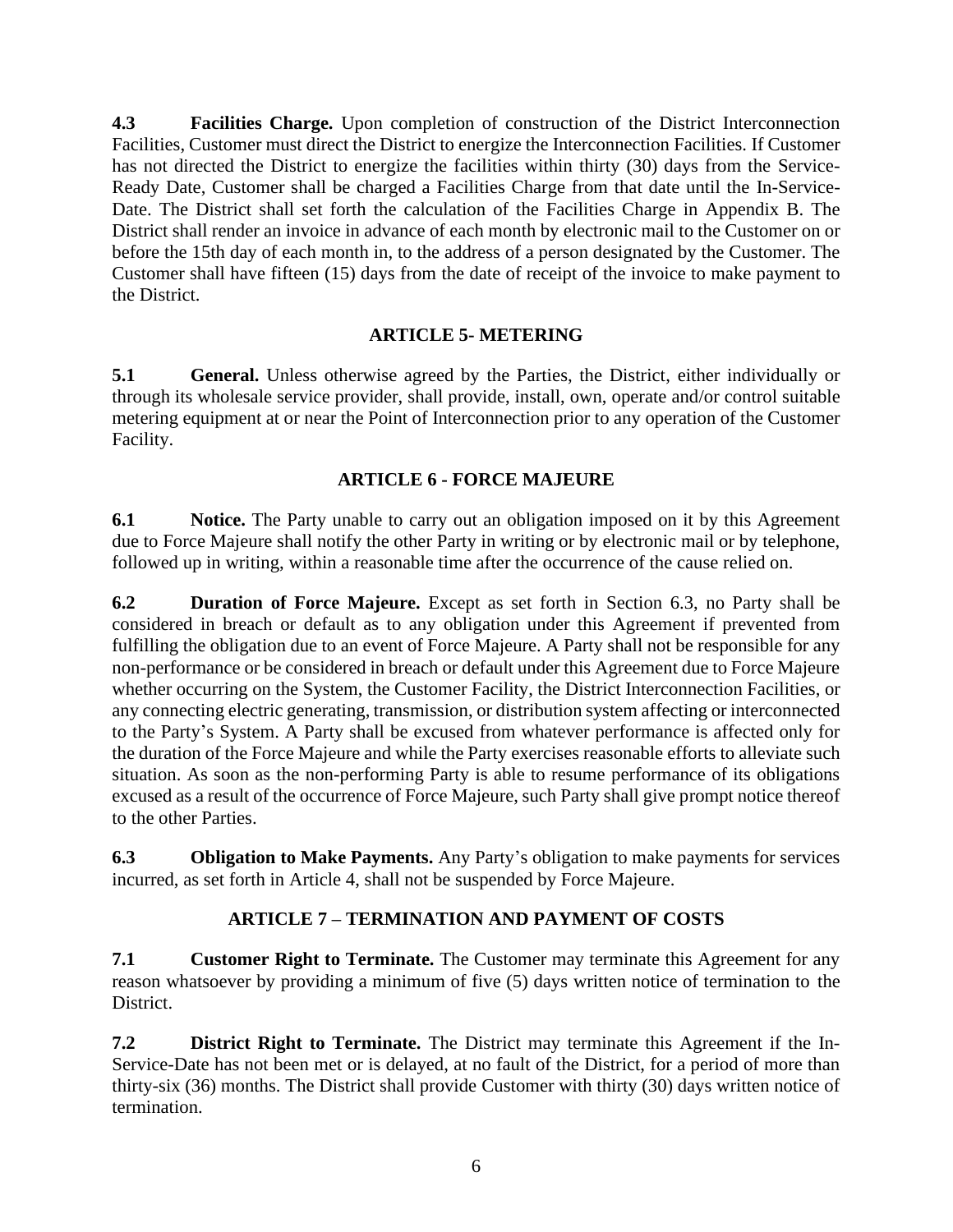**4.3 Facilities Charge.** Upon completion of construction of the District Interconnection Facilities, Customer must direct the District to energize the Interconnection Facilities. If Customer has not directed the District to energize the facilities within thirty (30) days from the Service-Ready Date, Customer shall be charged a Facilities Charge from that date until the In-Service-Date. The District shall set forth the calculation of the Facilities Charge in Appendix B. The District shall render an invoice in advance of each month by electronic mail to the Customer on or before the 15th day of each month in, to the address of a person designated by the Customer. The Customer shall have fifteen (15) days from the date of receipt of the invoice to make payment to the District.

## ARTICLE 5- METERING

**5.1 General.** Unless otherwise agreed by the Parties, the District, either individually or through its wholesale service provider, shall provide, install, own, operate and/or control suitable metering equipment at or near the Point of Interconnection prior to any operation of the Customer Facility.

## ARTICLE 6 - FORCE MAJEURE

**6.1 Notice.** The Party unable to carry out an obligation imposed on it by this Agreement due to Force Majeure shall notify the other Party in writing or by electronic mail or by telephone, followed up in writing, within a reasonable time after the occurrence of the cause relied on.

**6.2 Duration of Force Majeure.** Except as set forth in Section 6.3, no Party shall be considered in breach or default as to any obligation under this Agreement if prevented from fulfilling the obligation due to an event of Force Majeure. A Party shall not be responsible for any non-performance or be considered in breach or default under this Agreement due to Force Majeure whether occurring on the System, the Customer Facility, the District Interconnection Facilities, or any connecting electric generating, transmission, or distribution system affecting or interconnected to the Party's System. A Party shall be excused from whatever performance is affected only for the duration of the Force Majeure and while the Party exercises reasonable efforts to alleviate such situation. As soon as the non-performing Party is able to resume performance of its obligations excused as a result of the occurrence of Force Majeure, such Party shall give prompt notice thereof to the other Parties.

**6.3 Obligation to Make Payments.** Any Party's obligation to make payments for services incurred, as set forth in Article 4, shall not be suspended by Force Majeure.

## ARTICLE 7 – TERMINATION AND PAYMENT OF COSTS

**7.1 Customer Right to Terminate.** The Customer may terminate this Agreement for any reason whatsoever by providing a minimum of five (5) days written notice of termination to the District.

**7.2 District Right to Terminate.** The District may terminate this Agreement if the In-Service-Date has not been met or is delayed, at no fault of the District, for a period of more than thirty-six (36) months. The District shall provide Customer with thirty (30) days written notice of termination.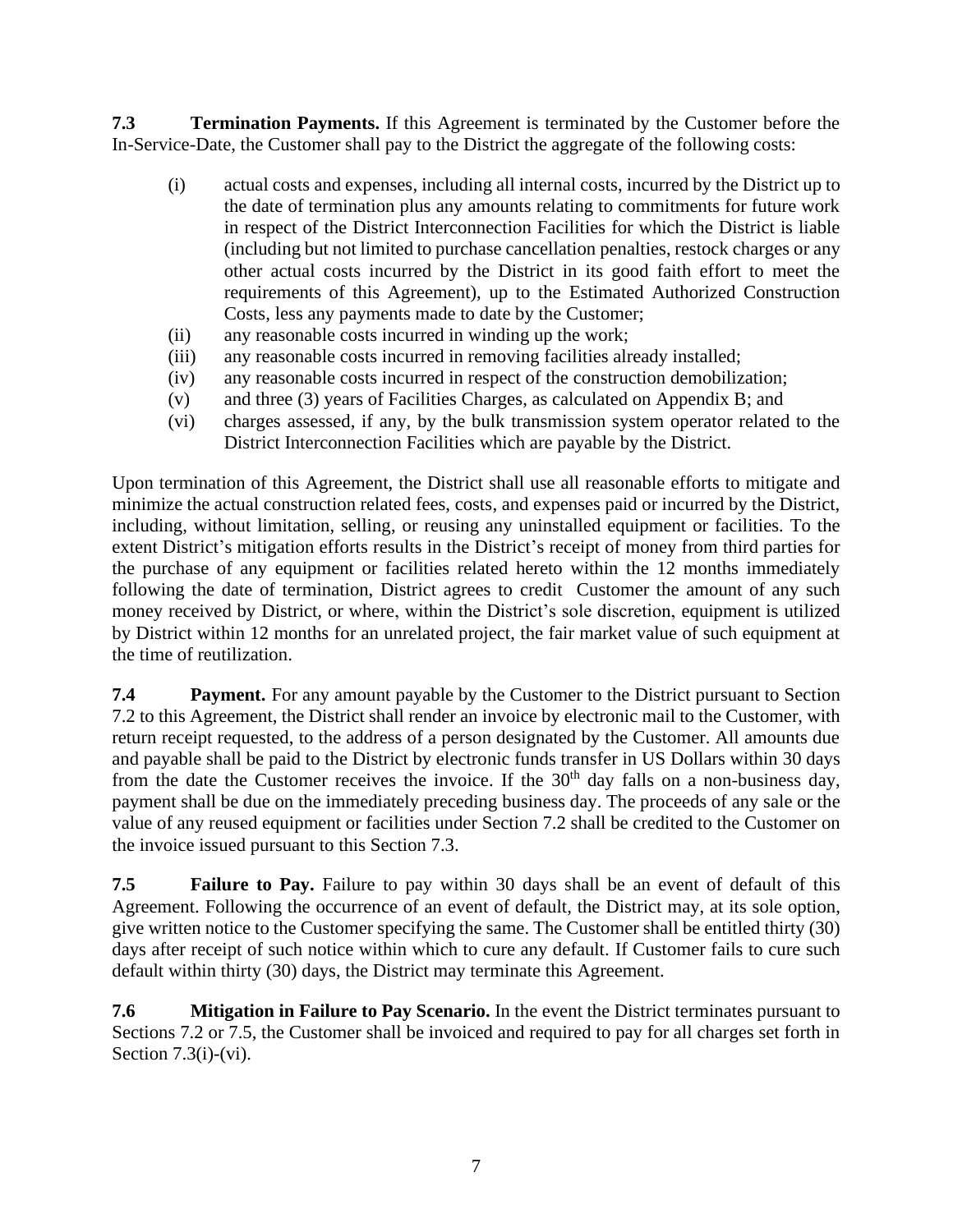**7.3 Termination Payments.** If this Agreement is terminated by the Customer before the In-Service-Date, the Customer shall pay to the District the aggregate of the following costs:

(i) actual costs and expenses, including all internal costs, incurred by the District up to the date of termination plus any amounts relating to commitments for future work in respect of the District Interconnection Facilities for which the District is liable (including but not limited to purchase cancellation penalties, restock charges or any other actual costs incurred by the District in its good faith effort to meet the requirements of this Agreement), up to the Estimated Authorized Construction Costs, less any payments made to date by the Customer;

(ii) any reasonable costs incurred in winding up the work;

(iii) any reasonable costs incurred in removing facilities already installed;

(iv) any reasonable costs incurred in respect of the construction demobilization;

(v) and three (3) years of Facilities Charges, as calculated on Appendix B; and

(vi) charges assessed, if any, by the bulk transmission system operator related to the District Interconnection Facilities which are payable by the District.

Upon termination of this Agreement, the District shall use all reasonable efforts to mitigate and minimize the actual construction related fees, costs, and expenses paid or incurred by the District, including, without limitation, selling, or reusing any uninstalled equipment or facilities. To the extent District's mitigation efforts results in the District's receipt of money from third parties for the purchase of any equipment or facilities related hereto within the 12 months immediately following the date of termination, District agrees to credit Customer the amount of any such money received by District, or where, within the District's sole discretion, equipment is utilized by District within 12 months for an unrelated project, the fair market value of such equipment at the time of reutilization.

**7.4 Payment.** For any amount payable by the Customer to the District pursuant to Section 7.2 to this Agreement, the District shall render an invoice by electronic mail to the Customer, with return receipt requested, to the address of a person designated by the Customer. All amounts due and payable shall be paid to the District by electronic funds transfer in US Dollars within 30 days from the date the Customer receives the invoice. If the 30th day falls on a non-business day, payment shall be due on the immediately preceding business day. The proceeds of any sale or the value of any reused equipment or facilities under Section 7.2 shall be credited to the Customer on the invoice issued pursuant to this Section 7.3.

**7.5 Failure to Pay.** Failure to pay within 30 days shall be an event of default of this Agreement. Following the occurrence of an event of default, the District may, at its sole option, give written notice to the Customer specifying the same. The Customer shall be entitled thirty (30) days after receipt of such notice within which to cure any default. If Customer fails to cure such default within thirty (30) days, the District may terminate this Agreement.

**7.6 Mitigation in Failure to Pay Scenario.** In the event the District terminates pursuant to Sections 7.2 or 7.5, the Customer shall be invoiced and required to pay for all charges set forth in Section 7.3(i)-(vi).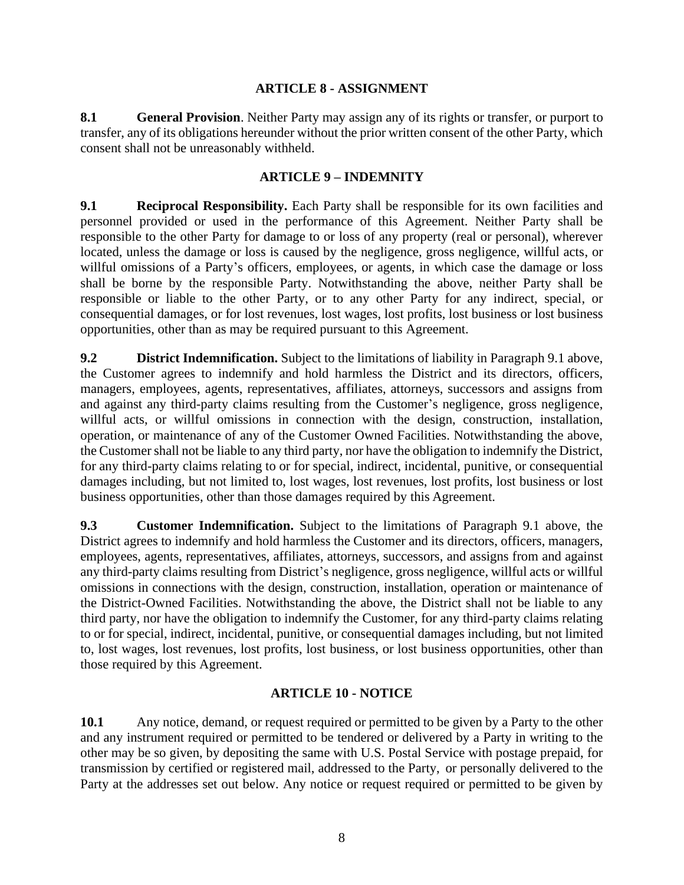## ARTICLE 8 - ASSIGNMENT

**8.1 General Provision**. Neither Party may assign any of its rights or transfer, or purport to transfer, any of its obligations hereunder without the prior written consent of the other Party, which consent shall not be unreasonably withheld.

## ARTICLE 9 – INDEMNITY

**9.1 Reciprocal Responsibility.** Each Party shall be responsible for its own facilities and personnel provided or used in the performance of this Agreement. Neither Party shall be responsible to the other Party for damage to or loss of any property (real or personal), wherever located, unless the damage or loss is caused by the negligence, gross negligence, willful acts, or willful omissions of a Party's officers, employees, or agents, in which case the damage or loss shall be borne by the responsible Party. Notwithstanding the above, neither Party shall be responsible or liable to the other Party, or to any other Party for any indirect, special, or consequential damages, or for lost revenues, lost wages, lost profits, lost business or lost business opportunities, other than as may be required pursuant to this Agreement.

**9.2 District Indemnification.** Subject to the limitations of liability in Paragraph 9.1 above, the Customer agrees to indemnify and hold harmless the District and its directors, officers, managers, employees, agents, representatives, affiliates, attorneys, successors and assigns from and against any third-party claims resulting from the Customer's negligence, gross negligence, willful acts, or willful omissions in connection with the design, construction, installation, operation, or maintenance of any of the Customer Owned Facilities. Notwithstanding the above, the Customer shall not be liable to any third party, nor have the obligation to indemnify the District, for any third-party claims relating to or for special, indirect, incidental, punitive, or consequential damages including, but not limited to, lost wages, lost revenues, lost profits, lost business or lost business opportunities, other than those damages required by this Agreement.

**9.3 Customer Indemnification.** Subject to the limitations of Paragraph 9.1 above, the District agrees to indemnify and hold harmless the Customer and its directors, officers, managers, employees, agents, representatives, affiliates, attorneys, successors, and assigns from and against any third-party claims resulting from District's negligence, gross negligence, willful acts or willful omissions in connections with the design, construction, installation, operation or maintenance of the District-Owned Facilities. Notwithstanding the above, the District shall not be liable to any third party, nor have the obligation to indemnify the Customer, for any third-party claims relating to or for special, indirect, incidental, punitive, or consequential damages including, but not limited to, lost wages, lost revenues, lost profits, lost business, or lost business opportunities, other than those required by this Agreement.

## ARTICLE 10 - NOTICE

**10.1** Any notice, demand, or request required or permitted to be given by a Party to the other and any instrument required or permitted to be tendered or delivered by a Party in writing to the other may be so given, by depositing the same with U.S. Postal Service with postage prepaid, for transmission by certified or registered mail, addressed to the Party, or personally delivered to the Party at the addresses set out below. Any notice or request required or permitted to be given by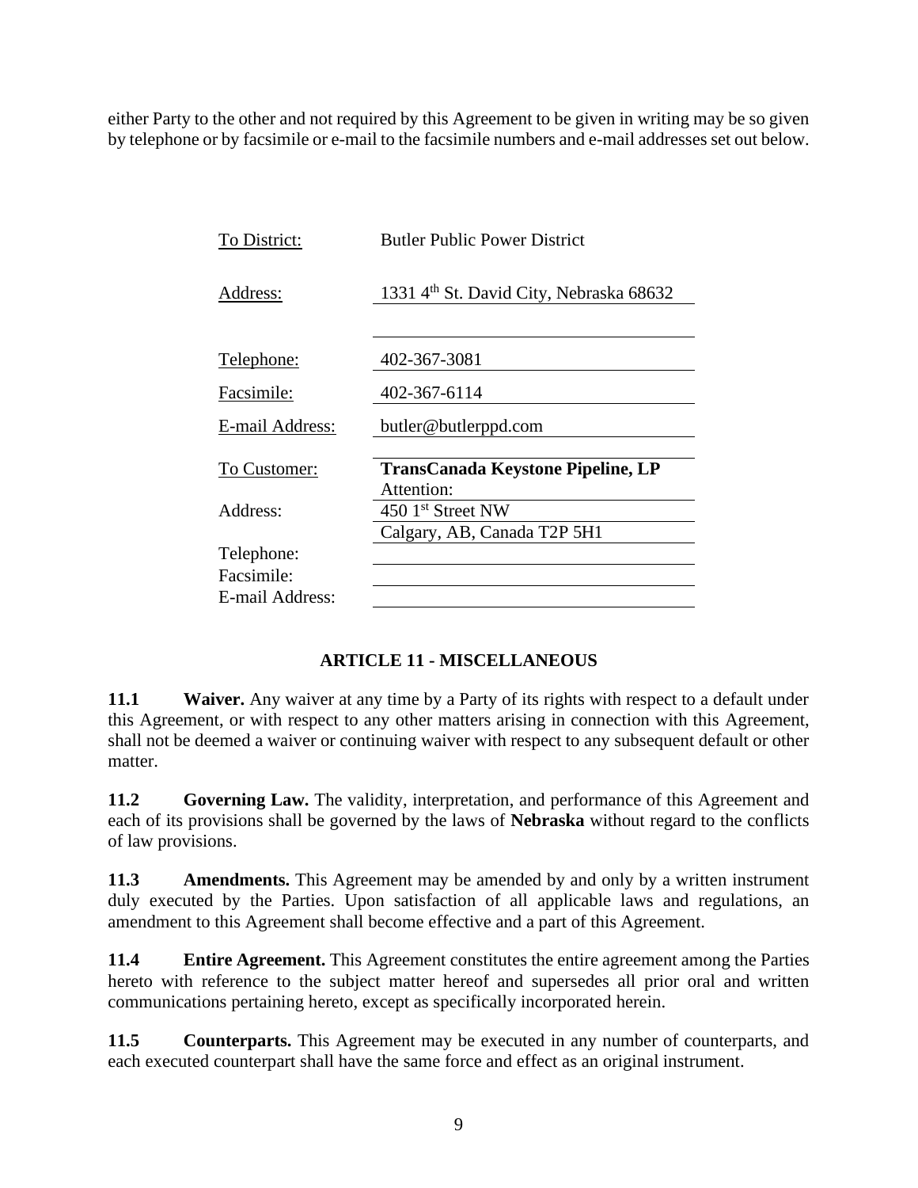either Party to the other and not required by this Agreement to be given in writing may be so given by telephone or by facsimile or e-mail to the facsimile numbers and e-mail addresses set out below.

| | |
|---|---|
| To District: | Butler Public Power District |
| Address: | 1331 4th St. David City, Nebraska 68632 |
| | |
| Telephone: | 402-367-3081 |
| Facsimile: | 402-367-6114 |
| E-mail Address: | butler@butlerppd.com |
| | |
| To Customer: | **TransCanada Keystone Pipeline, LP** <br> Attention: |
| Address: | 450 1st Street NW <br> Calgary, AB, Canada T2P 5H1 |
| Telephone: | |
| Facsimile: | |
| E-mail Address: | |

## ARTICLE 11 - MISCELLANEOUS

**11.1 Waiver.** Any waiver at any time by a Party of its rights with respect to a default under this Agreement, or with respect to any other matters arising in connection with this Agreement, shall not be deemed a waiver or continuing waiver with respect to any subsequent default or other matter.

**11.2 Governing Law.** The validity, interpretation, and performance of this Agreement and each of its provisions shall be governed by the laws of **Nebraska** without regard to the conflicts of law provisions.

**11.3 Amendments.** This Agreement may be amended by and only by a written instrument duly executed by the Parties. Upon satisfaction of all applicable laws and regulations, an amendment to this Agreement shall become effective and a part of this Agreement.

**11.4 Entire Agreement.** This Agreement constitutes the entire agreement among the Parties hereto with reference to the subject matter hereof and supersedes all prior oral and written communications pertaining hereto, except as specifically incorporated herein.

**11.5 Counterparts.** This Agreement may be executed in any number of counterparts, and each executed counterpart shall have the same force and effect as an original instrument.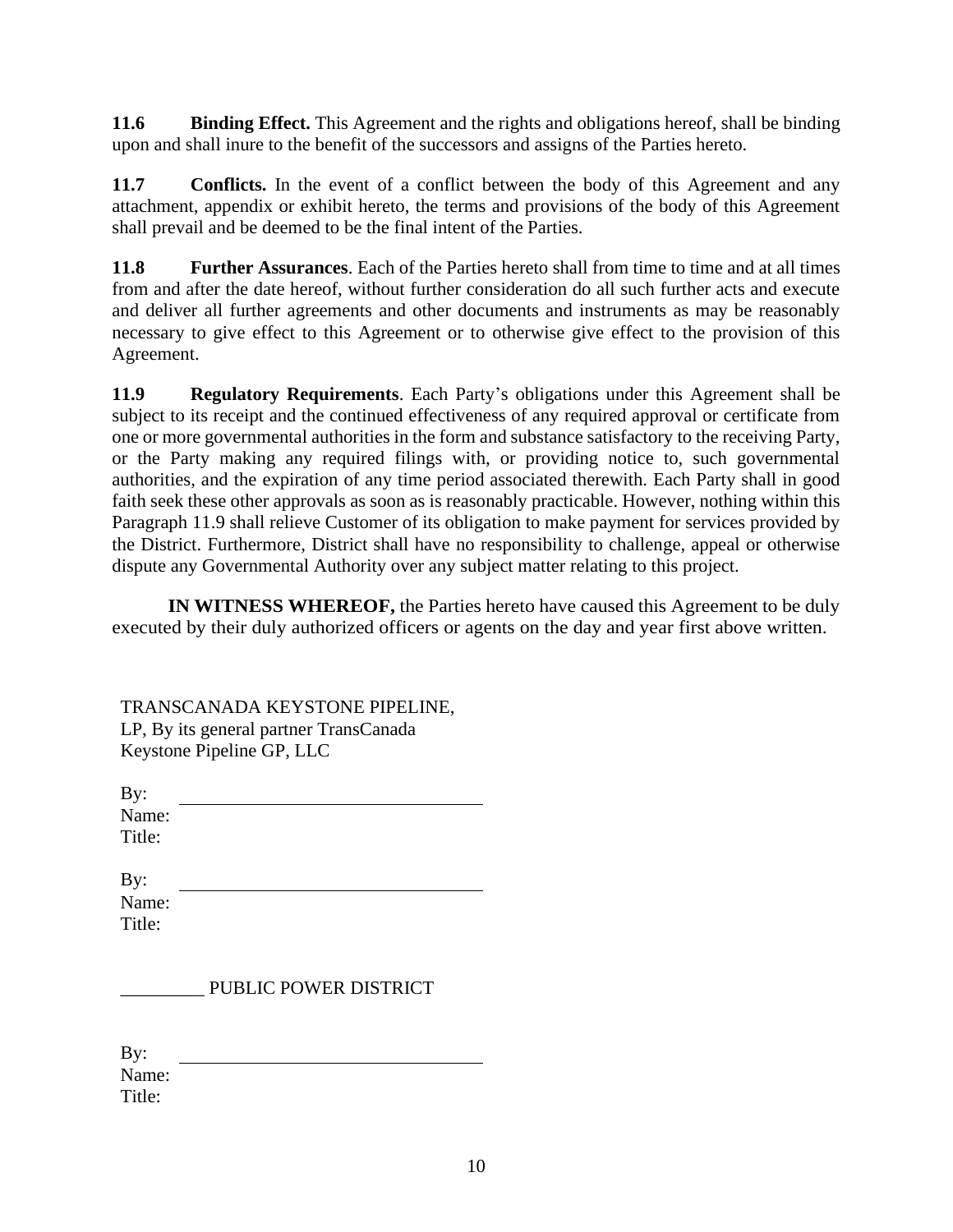**11.6 Binding Effect.** This Agreement and the rights and obligations hereof, shall be binding upon and shall inure to the benefit of the successors and assigns of the Parties hereto.

**11.7 Conflicts.** In the event of a conflict between the body of this Agreement and any attachment, appendix or exhibit hereto, the terms and provisions of the body of this Agreement shall prevail and be deemed to be the final intent of the Parties.

**11.8 Further Assurances**. Each of the Parties hereto shall from time to time and at all times from and after the date hereof, without further consideration do all such further acts and execute and deliver all further agreements and other documents and instruments as may be reasonably necessary to give effect to this Agreement or to otherwise give effect to the provision of this Agreement.

**11.9 Regulatory Requirements**. Each Party's obligations under this Agreement shall be subject to its receipt and the continued effectiveness of any required approval or certificate from one or more governmental authorities in the form and substance satisfactory to the receiving Party, or the Party making any required filings with, or providing notice to, such governmental authorities, and the expiration of any time period associated therewith. Each Party shall in good faith seek these other approvals as soon as is reasonably practicable. However, nothing within this Paragraph 11.9 shall relieve Customer of its obligation to make payment for services provided by the District. Furthermore, District shall have no responsibility to challenge, appeal or otherwise dispute any Governmental Authority over any subject matter relating to this project.

**IN WITNESS WHEREOF,** the Parties hereto have caused this Agreement to be duly executed by their duly authorized officers or agents on the day and year first above written.

TRANSCANADA KEYSTONE PIPELINE, LP, By its general partner TransCanada Keystone Pipeline GP, LLC

By: ______________________________
Name:
Title:

By: ______________________________
Name:
Title:

_________ PUBLIC POWER DISTRICT

By: ______________________________
Name:
Title: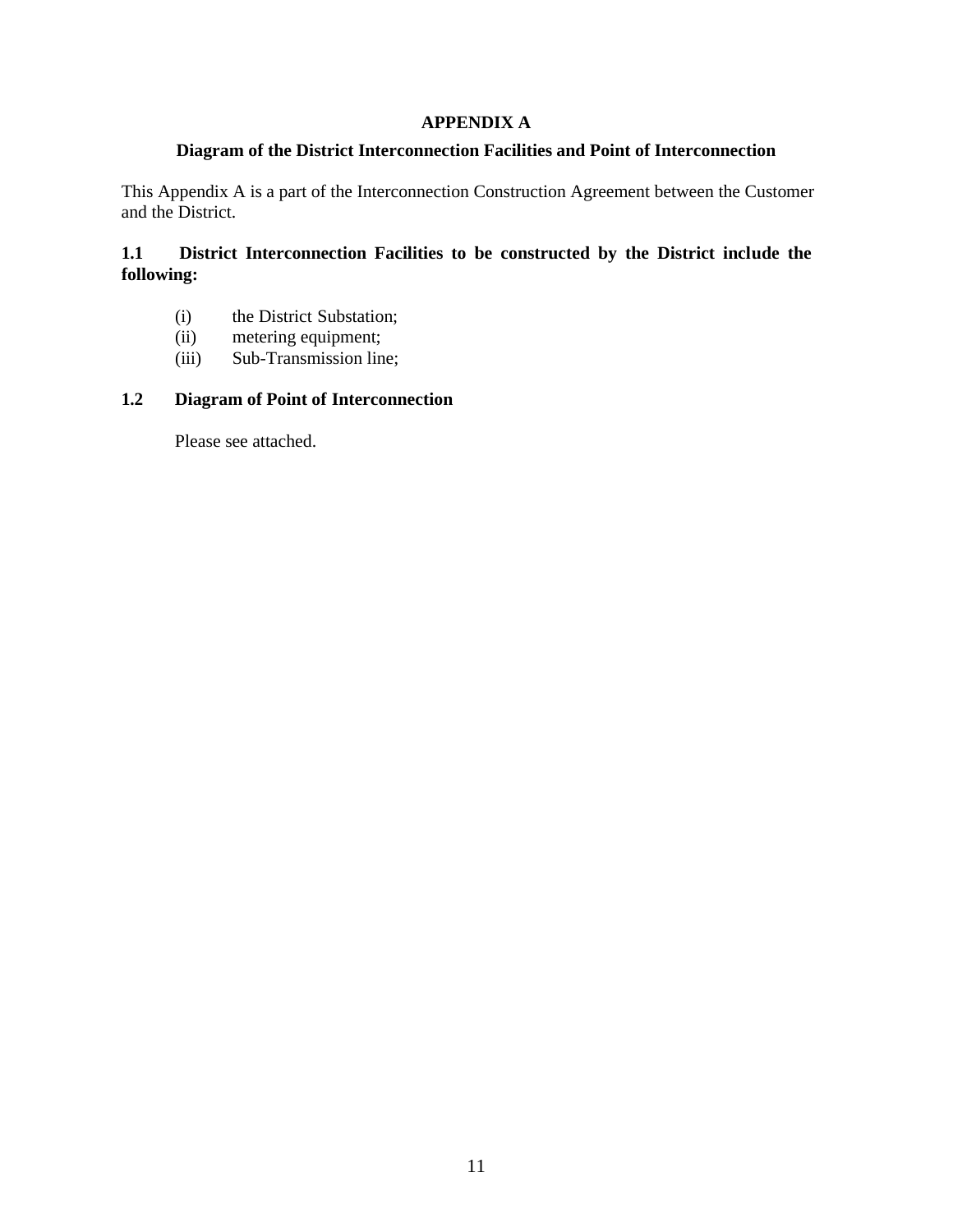# APPENDIX A

## Diagram of the District Interconnection Facilities and Point of Interconnection

This Appendix A is a part of the Interconnection Construction Agreement between the Customer and the District.

**1.1 District Interconnection Facilities to be constructed by the District include the following:**

- (i) the District Substation;
- (ii) metering equipment;
- (iii) Sub-Transmission line;

**1.2 Diagram of Point of Interconnection**

Please see attached.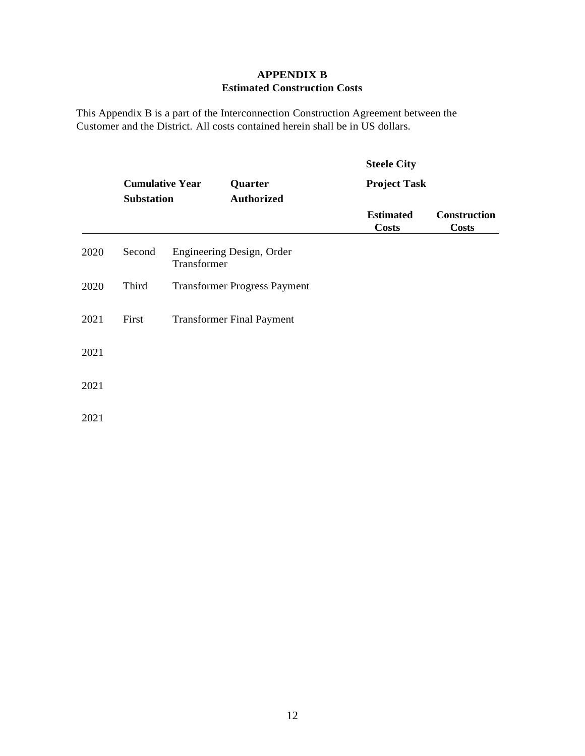# APPENDIX B
## Estimated Construction Costs

This Appendix B is a part of the Interconnection Construction Agreement between the Customer and the District. All costs contained herein shall be in US dollars.

| | | | Steele City | |
|---|---|---|---|---|
| Cumulative Year | Quarter | Project Task | | |
| Substation | Authorized | | | |
| | | | Estimated Costs | Construction Costs |
| 2020 | Second | Engineering Design, Order Transformer | | |
| 2020 | Third | Transformer Progress Payment | | |
| 2021 | First | Transformer Final Payment | | |
| 2021 | | | | |
| 2021 | | | | |
| 2021 | | | | |